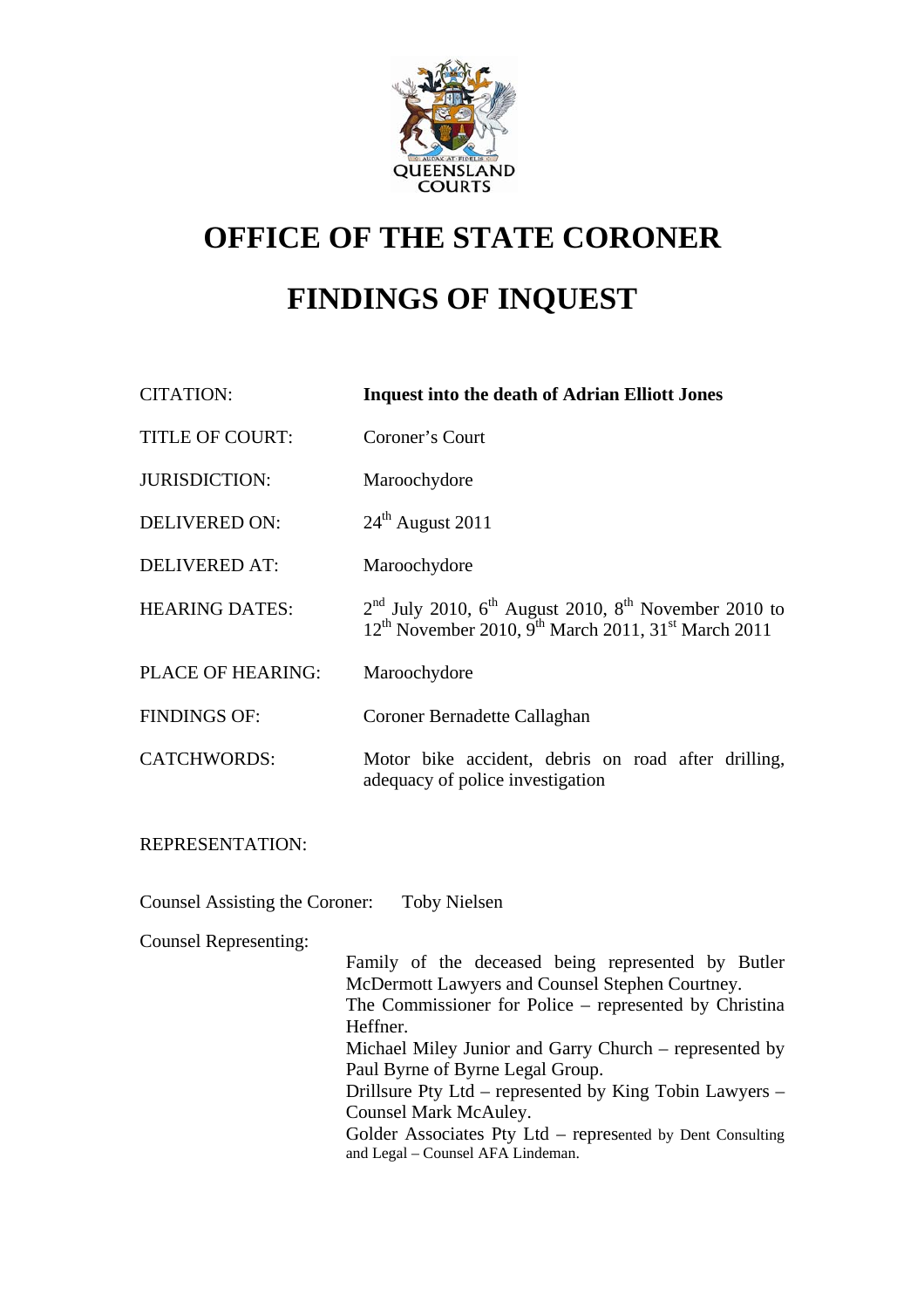QUEENSLAND COURTS

# OFFICE OF THE STATE CORONER

# FINDINGS OF INQUEST

| | |
|---|---|
| CITATION: | **Inquest into the death of Adrian Elliott Jones** |
| TITLE OF COURT: | Coroner's Court |
| JURISDICTION: | Maroochydore |
| DELIVERED ON: | 24th August 2011 |
| DELIVERED AT: | Maroochydore |
| HEARING DATES: | 2nd July 2010, 6th August 2010, 8th November 2010 to 12th November 2010, 9th March 2011, 31st March 2011 |
| PLACE OF HEARING: | Maroochydore |
| FINDINGS OF: | Coroner Bernadette Callaghan |
| CATCHWORDS: | Motor bike accident, debris on road after drilling, adequacy of police investigation |

REPRESENTATION:

Counsel Assisting the Coroner: Toby Nielsen

Counsel Representing:

Family of the deceased being represented by Butler McDermott Lawyers and Counsel Stephen Courtney.
The Commissioner for Police – represented by Christina Heffner.
Michael Miley Junior and Garry Church – represented by Paul Byrne of Byrne Legal Group.
Drillsure Pty Ltd – represented by King Tobin Lawyers – Counsel Mark McAuley.
Golder Associates Pty Ltd – represented by Dent Consulting and Legal – Counsel AFA Lindeman.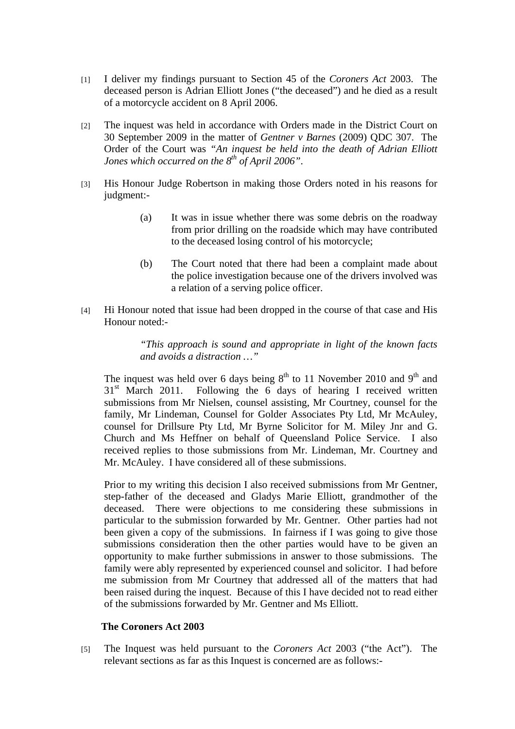[1] I deliver my findings pursuant to Section 45 of the *Coroners Act* 2003. The deceased person is Adrian Elliott Jones ("the deceased") and he died as a result of a motorcycle accident on 8 April 2006.

[2] The inquest was held in accordance with Orders made in the District Court on 30 September 2009 in the matter of *Gentner v Barnes* (2009) QDC 307. The Order of the Court was *"An inquest be held into the death of Adrian Elliott Jones which occurred on the 8th of April 2006"*.

[3] His Honour Judge Robertson in making those Orders noted in his reasons for judgment:-

> (a) It was in issue whether there was some debris on the roadway from prior drilling on the roadside which may have contributed to the deceased losing control of his motorcycle;
>
> (b) The Court noted that there had been a complaint made about the police investigation because one of the drivers involved was a relation of a serving police officer.

[4] Hi Honour noted that issue had been dropped in the course of that case and His Honour noted:-

> *"This approach is sound and appropriate in light of the known facts and avoids a distraction …"*

The inquest was held over 6 days being 8th to 11 November 2010 and 9th and 31st March 2011. Following the 6 days of hearing I received written submissions from Mr Nielsen, counsel assisting, Mr Courtney, counsel for the family, Mr Lindeman, Counsel for Golder Associates Pty Ltd, Mr McAuley, counsel for Drillsure Pty Ltd, Mr Byrne Solicitor for M. Miley Jnr and G. Church and Ms Heffner on behalf of Queensland Police Service. I also received replies to those submissions from Mr. Lindeman, Mr. Courtney and Mr. McAuley. I have considered all of these submissions.

Prior to my writing this decision I also received submissions from Mr Gentner, step-father of the deceased and Gladys Marie Elliott, grandmother of the deceased. There were objections to me considering these submissions in particular to the submission forwarded by Mr. Gentner. Other parties had not been given a copy of the submissions. In fairness if I was going to give those submissions consideration then the other parties would have to be given an opportunity to make further submissions in answer to those submissions. The family were ably represented by experienced counsel and solicitor. I had before me submission from Mr Courtney that addressed all of the matters that had been raised during the inquest. Because of this I have decided not to read either of the submissions forwarded by Mr. Gentner and Ms Elliott.

## The Coroners Act 2003

[5] The Inquest was held pursuant to the *Coroners Act* 2003 ("the Act"). The relevant sections as far as this Inquest is concerned are as follows:-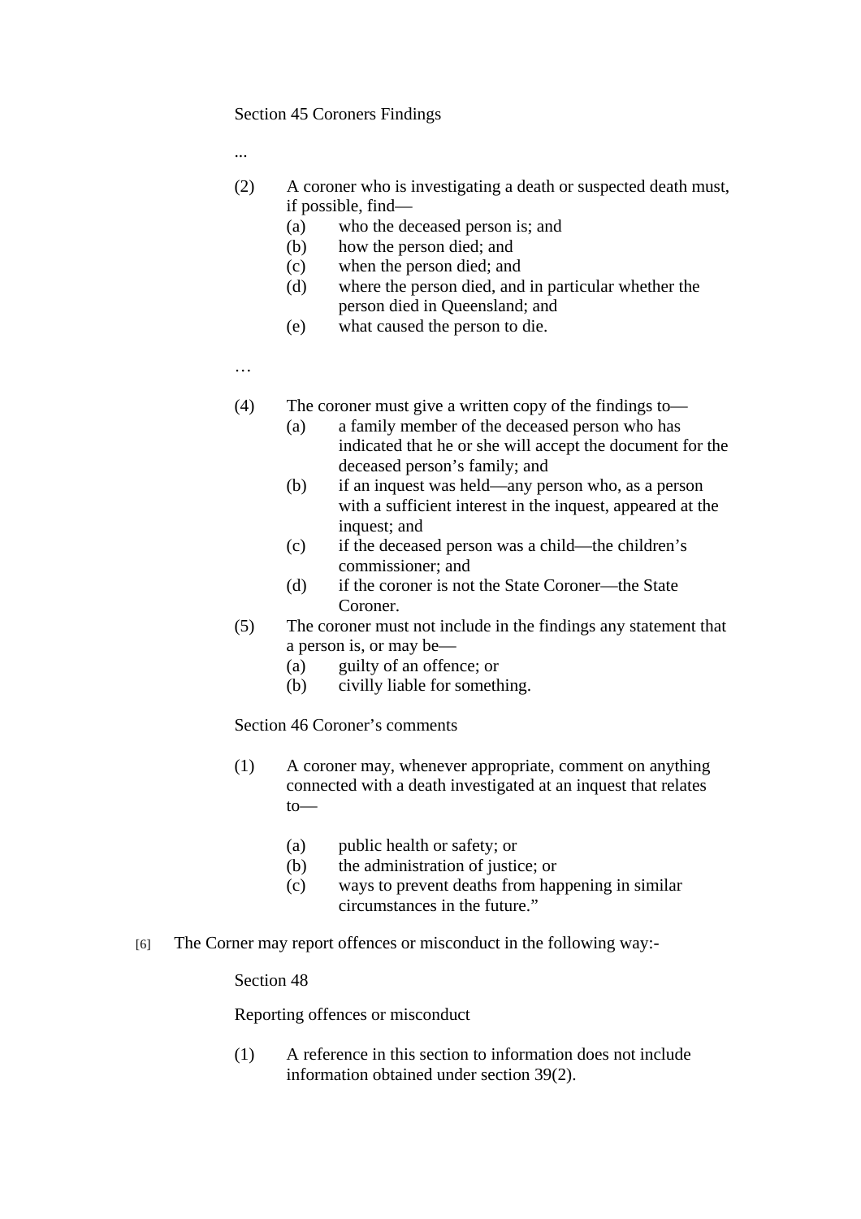Section 45 Coroners Findings

...

(2) A coroner who is investigating a death or suspected death must, if possible, find—

(a) who the deceased person is; and

(b) how the person died; and

(c) when the person died; and

(d) where the person died, and in particular whether the person died in Queensland; and

(e) what caused the person to die.

…

(4) The coroner must give a written copy of the findings to—

(a) a family member of the deceased person who has indicated that he or she will accept the document for the deceased person's family; and

(b) if an inquest was held—any person who, as a person with a sufficient interest in the inquest, appeared at the inquest; and

(c) if the deceased person was a child—the children's commissioner; and

(d) if the coroner is not the State Coroner—the State Coroner.

(5) The coroner must not include in the findings any statement that a person is, or may be—

(a) guilty of an offence; or

(b) civilly liable for something.

Section 46 Coroner's comments

(1) A coroner may, whenever appropriate, comment on anything connected with a death investigated at an inquest that relates to—

(a) public health or safety; or

(b) the administration of justice; or

(c) ways to prevent deaths from happening in similar circumstances in the future."

[6] The Corner may report offences or misconduct in the following way:-

Section 48

Reporting offences or misconduct

(1) A reference in this section to information does not include information obtained under section 39(2).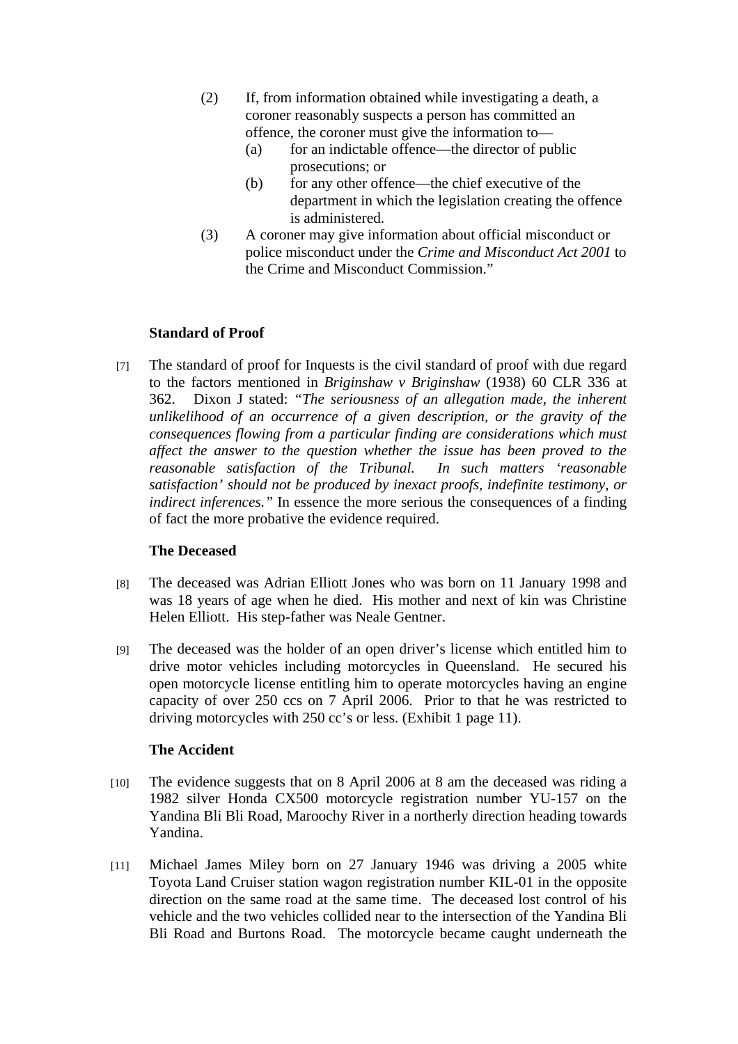(2) If, from information obtained while investigating a death, a coroner reasonably suspects a person has committed an offence, the coroner must give the information to—

  (a) for an indictable offence—the director of public prosecutions; or

  (b) for any other offence—the chief executive of the department in which the legislation creating the offence is administered.

(3) A coroner may give information about official misconduct or police misconduct under the *Crime and Misconduct Act 2001* to the Crime and Misconduct Commission."

**Standard of Proof**

[7] The standard of proof for Inquests is the civil standard of proof with due regard to the factors mentioned in *Briginshaw v Briginshaw* (1938) 60 CLR 336 at 362. Dixon J stated: "*The seriousness of an allegation made, the inherent unlikelihood of an occurrence of a given description, or the gravity of the consequences flowing from a particular finding are considerations which must affect the answer to the question whether the issue has been proved to the reasonable satisfaction of the Tribunal. In such matters 'reasonable satisfaction' should not be produced by inexact proofs, indefinite testimony, or indirect inferences.*" In essence the more serious the consequences of a finding of fact the more probative the evidence required.

**The Deceased**

[8] The deceased was Adrian Elliott Jones who was born on 11 January 1998 and was 18 years of age when he died. His mother and next of kin was Christine Helen Elliott. His step-father was Neale Gentner.

[9] The deceased was the holder of an open driver's license which entitled him to drive motor vehicles including motorcycles in Queensland. He secured his open motorcycle license entitling him to operate motorcycles having an engine capacity of over 250 ccs on 7 April 2006. Prior to that he was restricted to driving motorcycles with 250 cc's or less. (Exhibit 1 page 11).

**The Accident**

[10] The evidence suggests that on 8 April 2006 at 8 am the deceased was riding a 1982 silver Honda CX500 motorcycle registration number YU-157 on the Yandina Bli Bli Road, Maroochy River in a northerly direction heading towards Yandina.

[11] Michael James Miley born on 27 January 1946 was driving a 2005 white Toyota Land Cruiser station wagon registration number KIL-01 in the opposite direction on the same road at the same time. The deceased lost control of his vehicle and the two vehicles collided near to the intersection of the Yandina Bli Bli Road and Burtons Road. The motorcycle became caught underneath the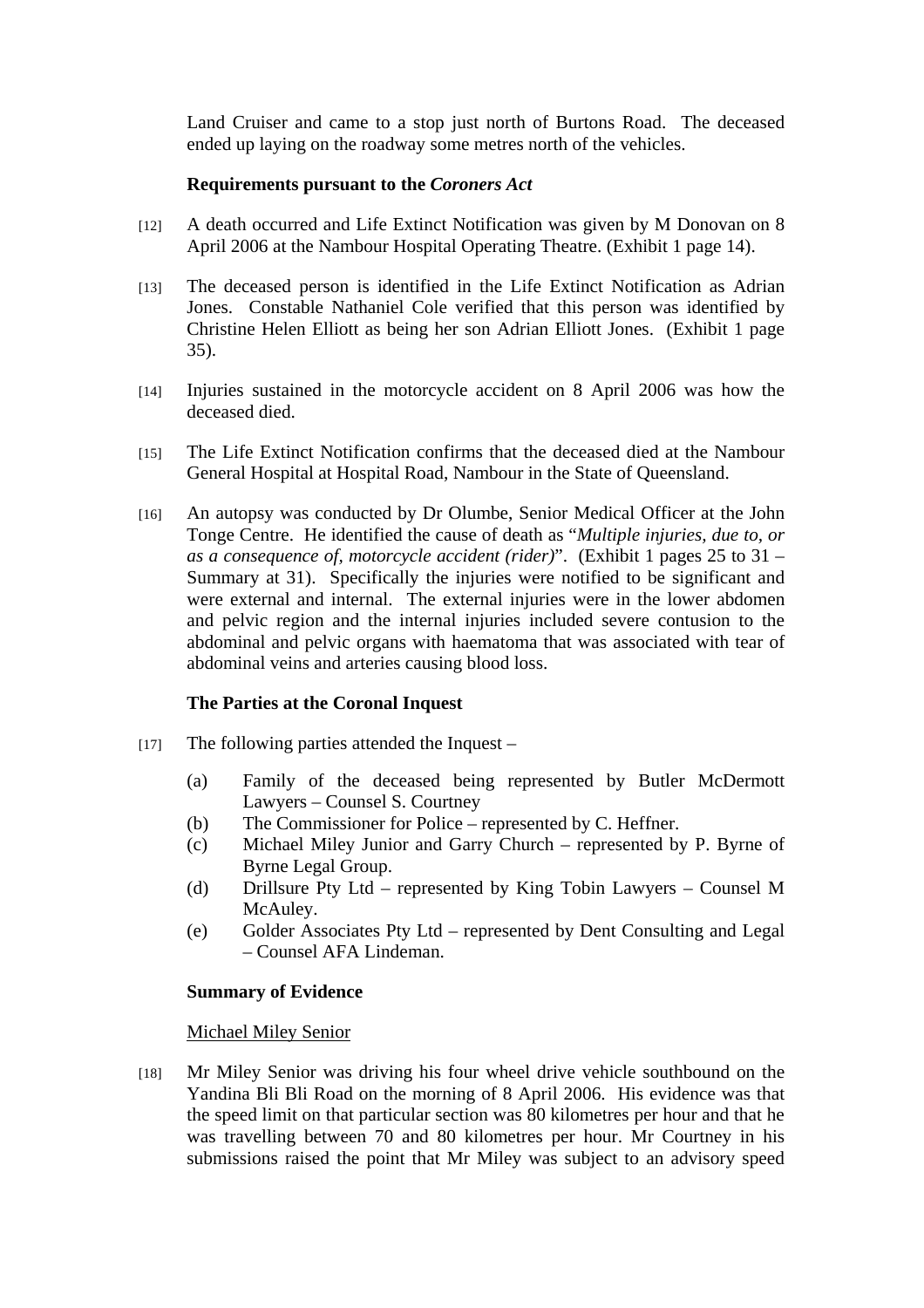Land Cruiser and came to a stop just north of Burtons Road. The deceased ended up laying on the roadway some metres north of the vehicles.

**Requirements pursuant to the *Coroners Act***

[12] A death occurred and Life Extinct Notification was given by M Donovan on 8 April 2006 at the Nambour Hospital Operating Theatre. (Exhibit 1 page 14).

[13] The deceased person is identified in the Life Extinct Notification as Adrian Jones. Constable Nathaniel Cole verified that this person was identified by Christine Helen Elliott as being her son Adrian Elliott Jones. (Exhibit 1 page 35).

[14] Injuries sustained in the motorcycle accident on 8 April 2006 was how the deceased died.

[15] The Life Extinct Notification confirms that the deceased died at the Nambour General Hospital at Hospital Road, Nambour in the State of Queensland.

[16] An autopsy was conducted by Dr Olumbe, Senior Medical Officer at the John Tonge Centre. He identified the cause of death as "*Multiple injuries, due to, or as a consequence of, motorcycle accident (rider)*". (Exhibit 1 pages 25 to 31 – Summary at 31). Specifically the injuries were notified to be significant and were external and internal. The external injuries were in the lower abdomen and pelvic region and the internal injuries included severe contusion to the abdominal and pelvic organs with haematoma that was associated with tear of abdominal veins and arteries causing blood loss.

**The Parties at the Coronal Inquest**

[17] The following parties attended the Inquest –

(a) Family of the deceased being represented by Butler McDermott Lawyers – Counsel S. Courtney
(b) The Commissioner for Police – represented by C. Heffner.
(c) Michael Miley Junior and Garry Church – represented by P. Byrne of Byrne Legal Group.
(d) Drillsure Pty Ltd – represented by King Tobin Lawyers – Counsel M McAuley.
(e) Golder Associates Pty Ltd – represented by Dent Consulting and Legal – Counsel AFA Lindeman.

**Summary of Evidence**

<u>Michael Miley Senior</u>

[18] Mr Miley Senior was driving his four wheel drive vehicle southbound on the Yandina Bli Bli Road on the morning of 8 April 2006. His evidence was that the speed limit on that particular section was 80 kilometres per hour and that he was travelling between 70 and 80 kilometres per hour. Mr Courtney in his submissions raised the point that Mr Miley was subject to an advisory speed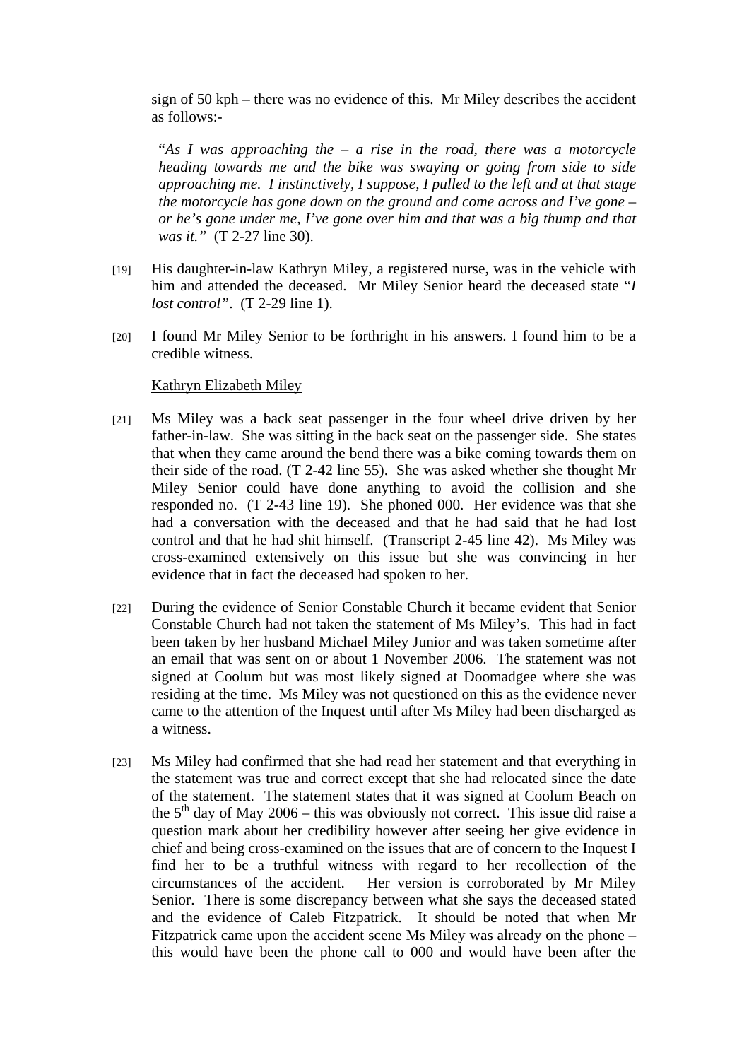sign of 50 kph – there was no evidence of this. Mr Miley describes the accident as follows:-

"*As I was approaching the – a rise in the road, there was a motorcycle heading towards me and the bike was swaying or going from side to side approaching me. I instinctively, I suppose, I pulled to the left and at that stage the motorcycle has gone down on the ground and come across and I've gone – or he's gone under me, I've gone over him and that was a big thump and that was it."* (T 2-27 line 30).

[19] His daughter-in-law Kathryn Miley, a registered nurse, was in the vehicle with him and attended the deceased. Mr Miley Senior heard the deceased state "*I lost control*". (T 2-29 line 1).

[20] I found Mr Miley Senior to be forthright in his answers. I found him to be a credible witness.

<u>Kathryn Elizabeth Miley</u>

[21] Ms Miley was a back seat passenger in the four wheel drive driven by her father-in-law. She was sitting in the back seat on the passenger side. She states that when they came around the bend there was a bike coming towards them on their side of the road. (T 2-42 line 55). She was asked whether she thought Mr Miley Senior could have done anything to avoid the collision and she responded no. (T 2-43 line 19). She phoned 000. Her evidence was that she had a conversation with the deceased and that he had said that he had lost control and that he had shit himself. (Transcript 2-45 line 42). Ms Miley was cross-examined extensively on this issue but she was convincing in her evidence that in fact the deceased had spoken to her.

[22] During the evidence of Senior Constable Church it became evident that Senior Constable Church had not taken the statement of Ms Miley's. This had in fact been taken by her husband Michael Miley Junior and was taken sometime after an email that was sent on or about 1 November 2006. The statement was not signed at Coolum but was most likely signed at Doomadgee where she was residing at the time. Ms Miley was not questioned on this as the evidence never came to the attention of the Inquest until after Ms Miley had been discharged as a witness.

[23] Ms Miley had confirmed that she had read her statement and that everything in the statement was true and correct except that she had relocated since the date of the statement. The statement states that it was signed at Coolum Beach on the 5th day of May 2006 – this was obviously not correct. This issue did raise a question mark about her credibility however after seeing her give evidence in chief and being cross-examined on the issues that are of concern to the Inquest I find her to be a truthful witness with regard to her recollection of the circumstances of the accident. Her version is corroborated by Mr Miley Senior. There is some discrepancy between what she says the deceased stated and the evidence of Caleb Fitzpatrick. It should be noted that when Mr Fitzpatrick came upon the accident scene Ms Miley was already on the phone – this would have been the phone call to 000 and would have been after the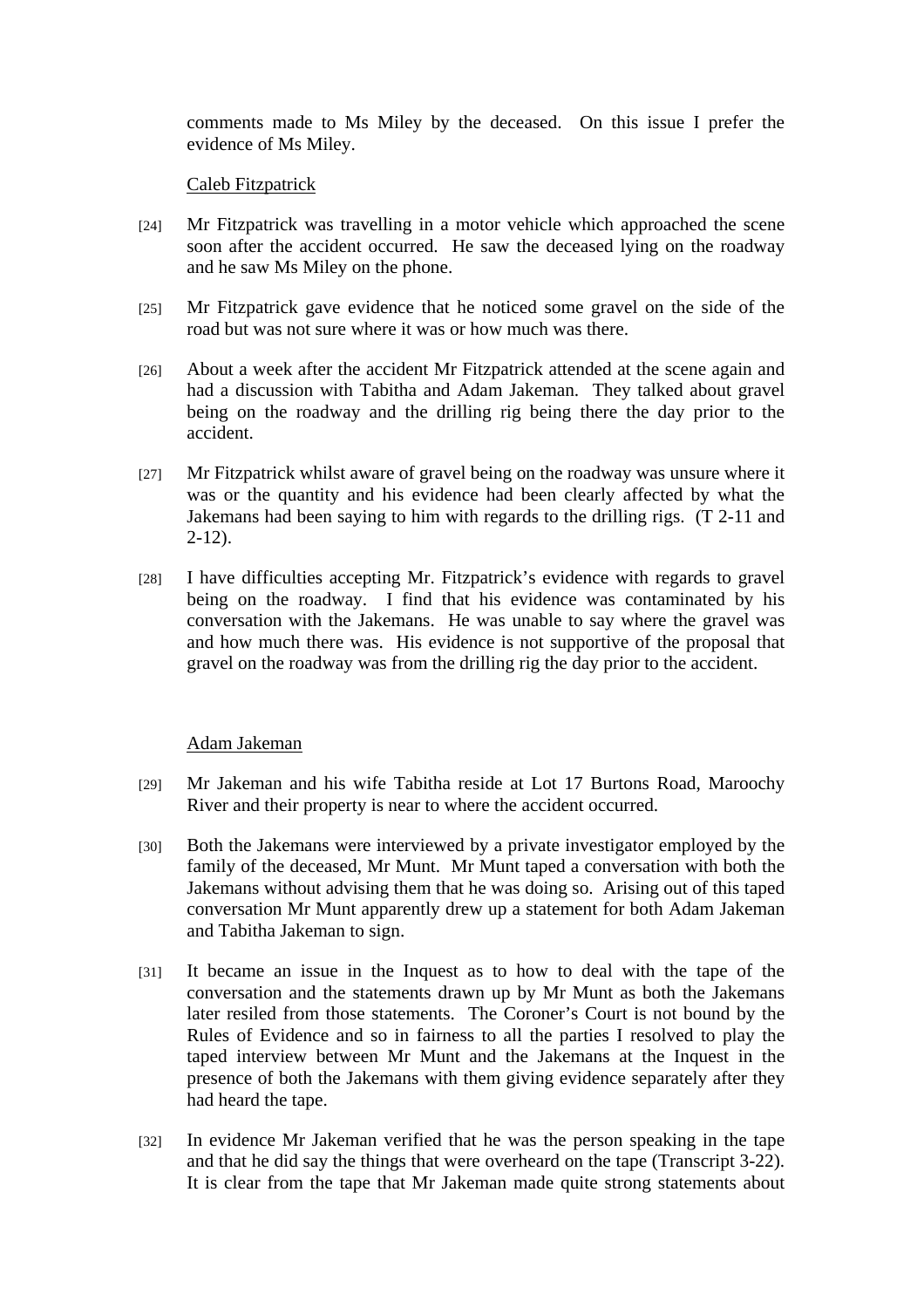comments made to Ms Miley by the deceased. On this issue I prefer the evidence of Ms Miley.

Caleb Fitzpatrick

[24] Mr Fitzpatrick was travelling in a motor vehicle which approached the scene soon after the accident occurred. He saw the deceased lying on the roadway and he saw Ms Miley on the phone.

[25] Mr Fitzpatrick gave evidence that he noticed some gravel on the side of the road but was not sure where it was or how much was there.

[26] About a week after the accident Mr Fitzpatrick attended at the scene again and had a discussion with Tabitha and Adam Jakeman. They talked about gravel being on the roadway and the drilling rig being there the day prior to the accident.

[27] Mr Fitzpatrick whilst aware of gravel being on the roadway was unsure where it was or the quantity and his evidence had been clearly affected by what the Jakemans had been saying to him with regards to the drilling rigs. (T 2-11 and 2-12).

[28] I have difficulties accepting Mr. Fitzpatrick's evidence with regards to gravel being on the roadway. I find that his evidence was contaminated by his conversation with the Jakemans. He was unable to say where the gravel was and how much there was. His evidence is not supportive of the proposal that gravel on the roadway was from the drilling rig the day prior to the accident.

Adam Jakeman

[29] Mr Jakeman and his wife Tabitha reside at Lot 17 Burtons Road, Maroochy River and their property is near to where the accident occurred.

[30] Both the Jakemans were interviewed by a private investigator employed by the family of the deceased, Mr Munt. Mr Munt taped a conversation with both the Jakemans without advising them that he was doing so. Arising out of this taped conversation Mr Munt apparently drew up a statement for both Adam Jakeman and Tabitha Jakeman to sign.

[31] It became an issue in the Inquest as to how to deal with the tape of the conversation and the statements drawn up by Mr Munt as both the Jakemans later resiled from those statements. The Coroner's Court is not bound by the Rules of Evidence and so in fairness to all the parties I resolved to play the taped interview between Mr Munt and the Jakemans at the Inquest in the presence of both the Jakemans with them giving evidence separately after they had heard the tape.

[32] In evidence Mr Jakeman verified that he was the person speaking in the tape and that he did say the things that were overheard on the tape (Transcript 3-22). It is clear from the tape that Mr Jakeman made quite strong statements about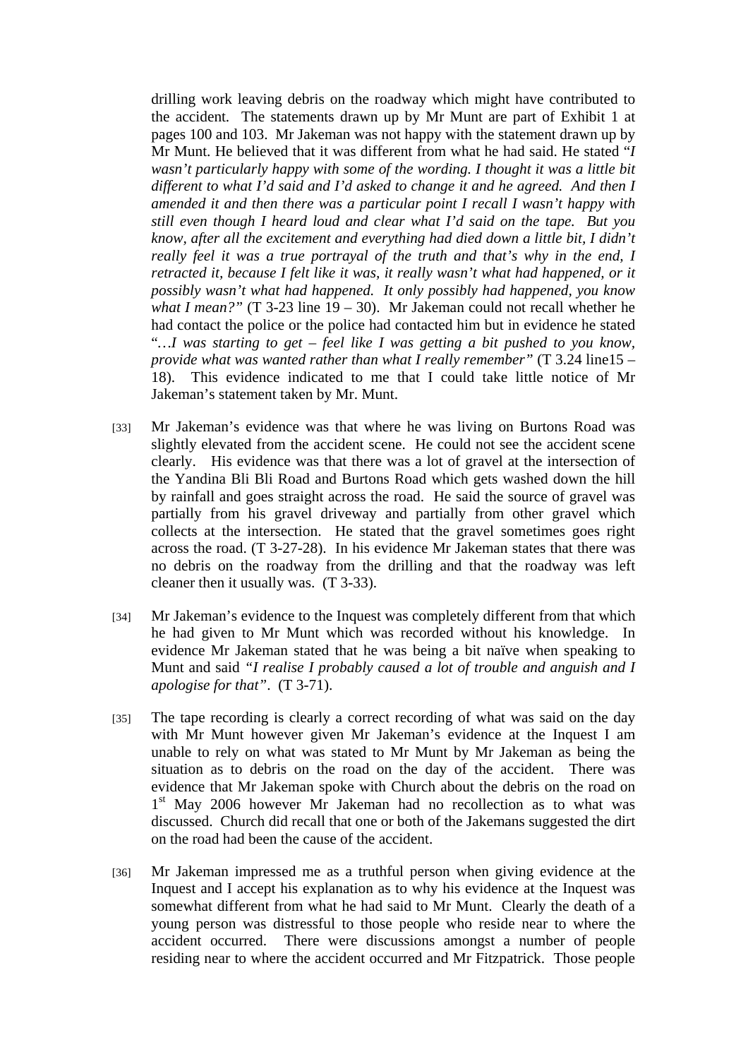drilling work leaving debris on the roadway which might have contributed to the accident. The statements drawn up by Mr Munt are part of Exhibit 1 at pages 100 and 103. Mr Jakeman was not happy with the statement drawn up by Mr Munt. He believed that it was different from what he had said. He stated *"I wasn't particularly happy with some of the wording. I thought it was a little bit different to what I'd said and I'd asked to change it and he agreed. And then I amended it and then there was a particular point I recall I wasn't happy with still even though I heard loud and clear what I'd said on the tape. But you know, after all the excitement and everything had died down a little bit, I didn't really feel it was a true portrayal of the truth and that's why in the end, I retracted it, because I felt like it was, it really wasn't what had happened, or it possibly wasn't what had happened. It only possibly had happened, you know what I mean?"* (T 3-23 line 19 – 30). Mr Jakeman could not recall whether he had contact the police or the police had contacted him but in evidence he stated *"…I was starting to get – feel like I was getting a bit pushed to you know, provide what was wanted rather than what I really remember"* (T 3.24 line15 – 18). This evidence indicated to me that I could take little notice of Mr Jakeman's statement taken by Mr. Munt.

[33] Mr Jakeman's evidence was that where he was living on Burtons Road was slightly elevated from the accident scene. He could not see the accident scene clearly. His evidence was that there was a lot of gravel at the intersection of the Yandina Bli Bli Road and Burtons Road which gets washed down the hill by rainfall and goes straight across the road. He said the source of gravel was partially from his gravel driveway and partially from other gravel which collects at the intersection. He stated that the gravel sometimes goes right across the road. (T 3-27-28). In his evidence Mr Jakeman states that there was no debris on the roadway from the drilling and that the roadway was left cleaner then it usually was. (T 3-33).

[34] Mr Jakeman's evidence to the Inquest was completely different from that which he had given to Mr Munt which was recorded without his knowledge. In evidence Mr Jakeman stated that he was being a bit naïve when speaking to Munt and said *"I realise I probably caused a lot of trouble and anguish and I apologise for that"*. (T 3-71).

[35] The tape recording is clearly a correct recording of what was said on the day with Mr Munt however given Mr Jakeman's evidence at the Inquest I am unable to rely on what was stated to Mr Munt by Mr Jakeman as being the situation as to debris on the road on the day of the accident. There was evidence that Mr Jakeman spoke with Church about the debris on the road on 1st May 2006 however Mr Jakeman had no recollection as to what was discussed. Church did recall that one or both of the Jakemans suggested the dirt on the road had been the cause of the accident.

[36] Mr Jakeman impressed me as a truthful person when giving evidence at the Inquest and I accept his explanation as to why his evidence at the Inquest was somewhat different from what he had said to Mr Munt. Clearly the death of a young person was distressful to those people who reside near to where the accident occurred. There were discussions amongst a number of people residing near to where the accident occurred and Mr Fitzpatrick. Those people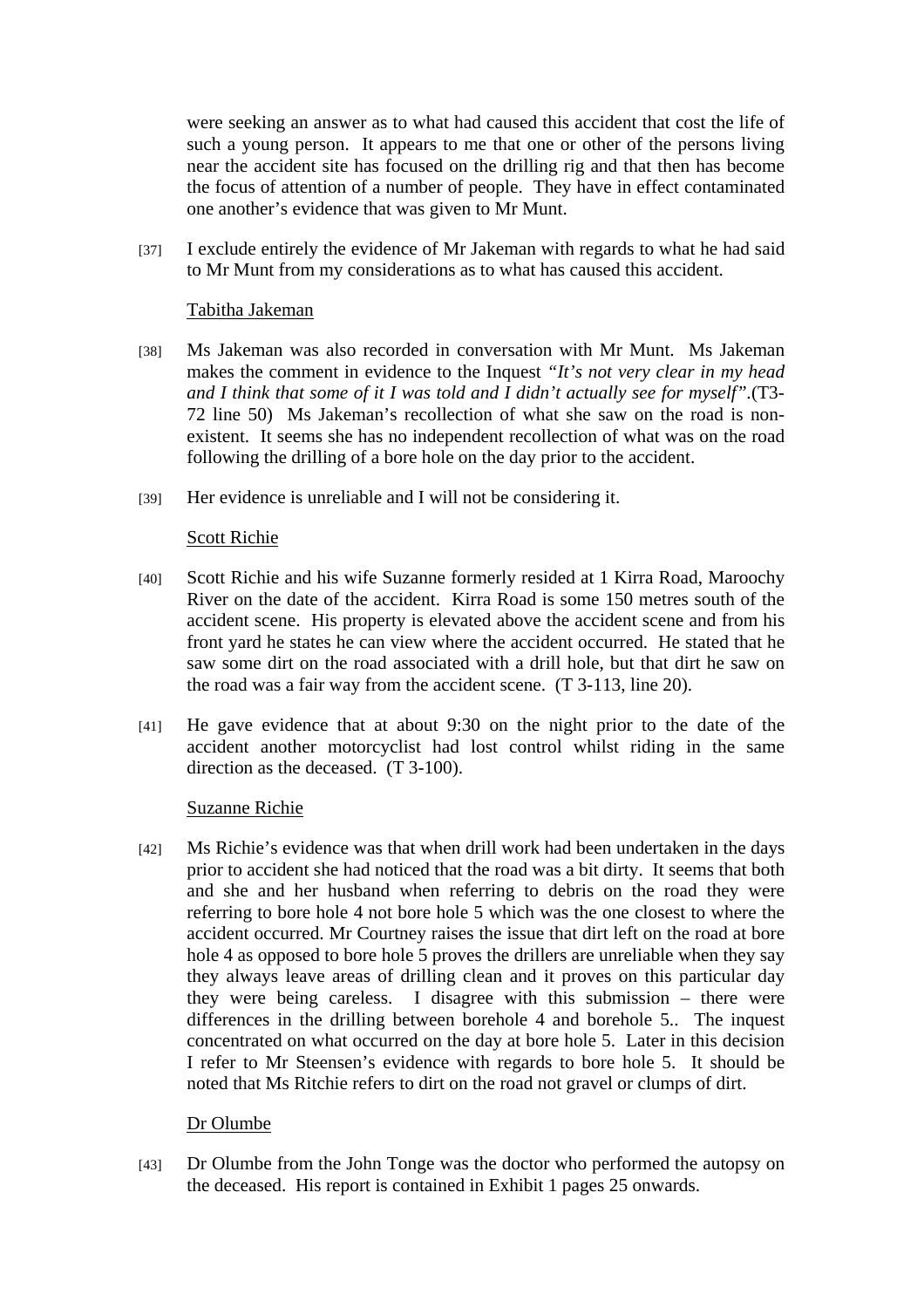were seeking an answer as to what had caused this accident that cost the life of such a young person. It appears to me that one or other of the persons living near the accident site has focused on the drilling rig and that then has become the focus of attention of a number of people. They have in effect contaminated one another's evidence that was given to Mr Munt.

[37] I exclude entirely the evidence of Mr Jakeman with regards to what he had said to Mr Munt from my considerations as to what has caused this accident.

Tabitha Jakeman

[38] Ms Jakeman was also recorded in conversation with Mr Munt. Ms Jakeman makes the comment in evidence to the Inquest *"It's not very clear in my head and I think that some of it I was told and I didn't actually see for myself"*.(T3-72 line 50) Ms Jakeman's recollection of what she saw on the road is non-existent. It seems she has no independent recollection of what was on the road following the drilling of a bore hole on the day prior to the accident.

[39] Her evidence is unreliable and I will not be considering it.

Scott Richie

[40] Scott Richie and his wife Suzanne formerly resided at 1 Kirra Road, Maroochy River on the date of the accident. Kirra Road is some 150 metres south of the accident scene. His property is elevated above the accident scene and from his front yard he states he can view where the accident occurred. He stated that he saw some dirt on the road associated with a drill hole, but that dirt he saw on the road was a fair way from the accident scene. (T 3-113, line 20).

[41] He gave evidence that at about 9:30 on the night prior to the date of the accident another motorcyclist had lost control whilst riding in the same direction as the deceased. (T 3-100).

Suzanne Richie

[42] Ms Richie's evidence was that when drill work had been undertaken in the days prior to accident she had noticed that the road was a bit dirty. It seems that both and she and her husband when referring to debris on the road they were referring to bore hole 4 not bore hole 5 which was the one closest to where the accident occurred. Mr Courtney raises the issue that dirt left on the road at bore hole 4 as opposed to bore hole 5 proves the drillers are unreliable when they say they always leave areas of drilling clean and it proves on this particular day they were being careless. I disagree with this submission – there were differences in the drilling between borehole 4 and borehole 5.. The inquest concentrated on what occurred on the day at bore hole 5. Later in this decision I refer to Mr Steensen's evidence with regards to bore hole 5. It should be noted that Ms Ritchie refers to dirt on the road not gravel or clumps of dirt.

Dr Olumbe

[43] Dr Olumbe from the John Tonge was the doctor who performed the autopsy on the deceased. His report is contained in Exhibit 1 pages 25 onwards.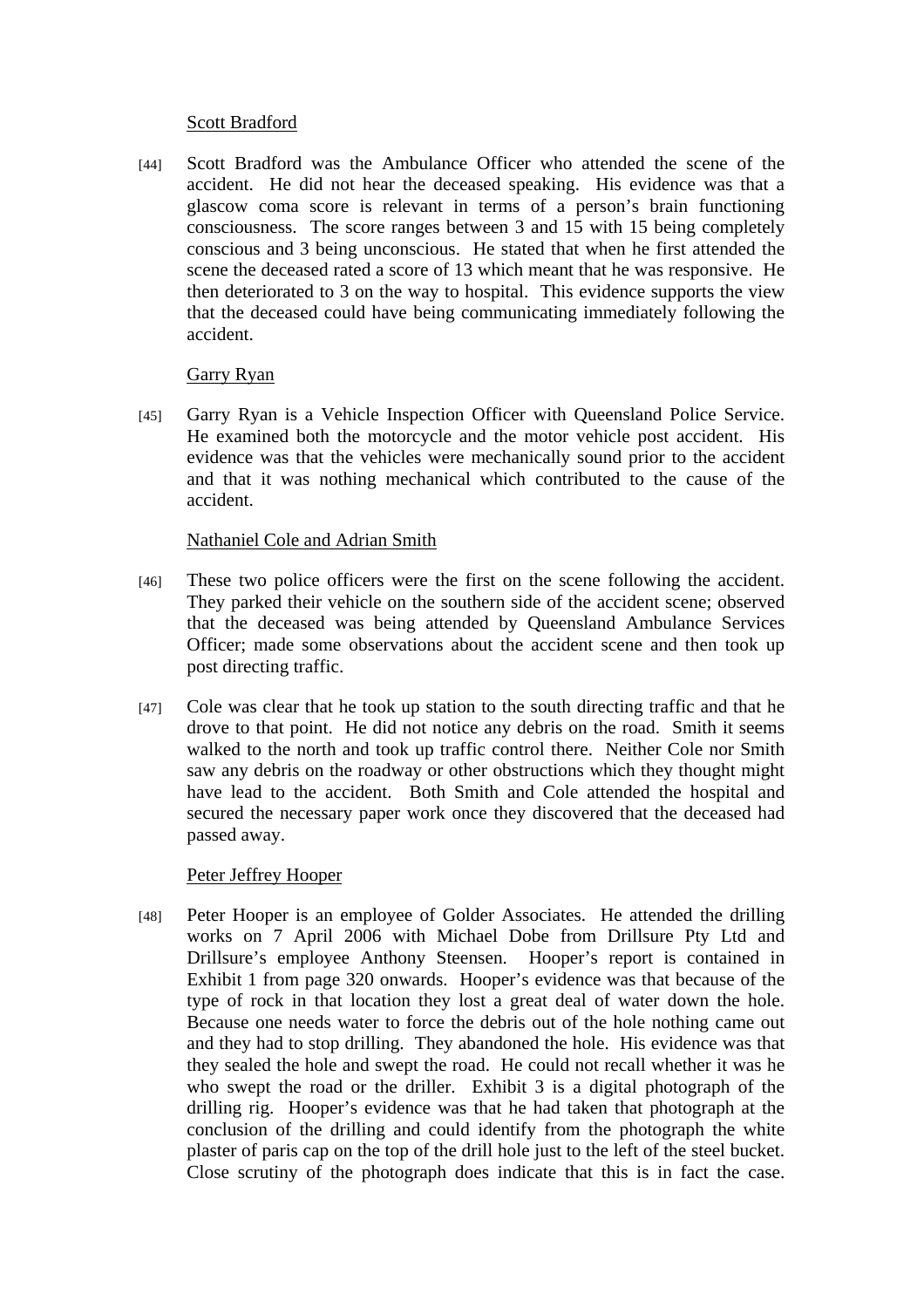Scott Bradford

[44] Scott Bradford was the Ambulance Officer who attended the scene of the accident. He did not hear the deceased speaking. His evidence was that a glascow coma score is relevant in terms of a person's brain functioning consciousness. The score ranges between 3 and 15 with 15 being completely conscious and 3 being unconscious. He stated that when he first attended the scene the deceased rated a score of 13 which meant that he was responsive. He then deteriorated to 3 on the way to hospital. This evidence supports the view that the deceased could have being communicating immediately following the accident.

Garry Ryan

[45] Garry Ryan is a Vehicle Inspection Officer with Queensland Police Service. He examined both the motorcycle and the motor vehicle post accident. His evidence was that the vehicles were mechanically sound prior to the accident and that it was nothing mechanical which contributed to the cause of the accident.

Nathaniel Cole and Adrian Smith

[46] These two police officers were the first on the scene following the accident. They parked their vehicle on the southern side of the accident scene; observed that the deceased was being attended by Queensland Ambulance Services Officer; made some observations about the accident scene and then took up post directing traffic.

[47] Cole was clear that he took up station to the south directing traffic and that he drove to that point. He did not notice any debris on the road. Smith it seems walked to the north and took up traffic control there. Neither Cole nor Smith saw any debris on the roadway or other obstructions which they thought might have lead to the accident. Both Smith and Cole attended the hospital and secured the necessary paper work once they discovered that the deceased had passed away.

Peter Jeffrey Hooper

[48] Peter Hooper is an employee of Golder Associates. He attended the drilling works on 7 April 2006 with Michael Dobe from Drillsure Pty Ltd and Drillsure's employee Anthony Steensen. Hooper's report is contained in Exhibit 1 from page 320 onwards. Hooper's evidence was that because of the type of rock in that location they lost a great deal of water down the hole. Because one needs water to force the debris out of the hole nothing came out and they had to stop drilling. They abandoned the hole. His evidence was that they sealed the hole and swept the road. He could not recall whether it was he who swept the road or the driller. Exhibit 3 is a digital photograph of the drilling rig. Hooper's evidence was that he had taken that photograph at the conclusion of the drilling and could identify from the photograph the white plaster of paris cap on the top of the drill hole just to the left of the steel bucket. Close scrutiny of the photograph does indicate that this is in fact the case.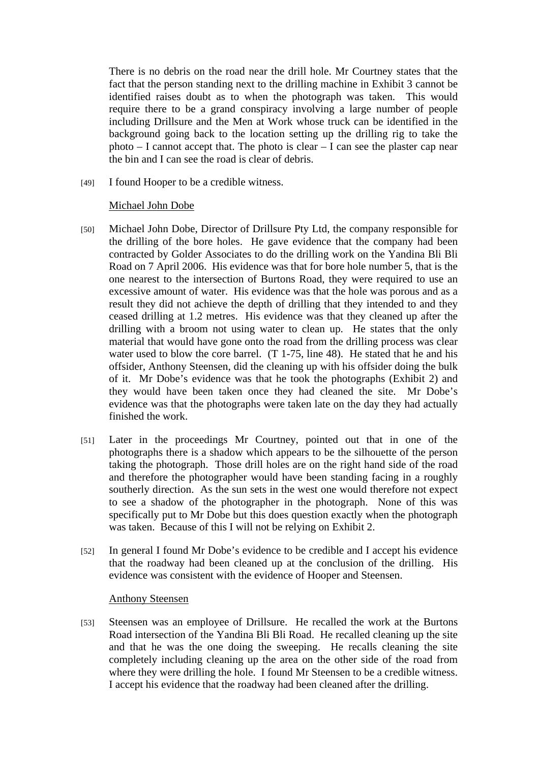There is no debris on the road near the drill hole. Mr Courtney states that the fact that the person standing next to the drilling machine in Exhibit 3 cannot be identified raises doubt as to when the photograph was taken. This would require there to be a grand conspiracy involving a large number of people including Drillsure and the Men at Work whose truck can be identified in the background going back to the location setting up the drilling rig to take the photo – I cannot accept that. The photo is clear – I can see the plaster cap near the bin and I can see the road is clear of debris.

[49] I found Hooper to be a credible witness.

Michael John Dobe

[50] Michael John Dobe, Director of Drillsure Pty Ltd, the company responsible for the drilling of the bore holes. He gave evidence that the company had been contracted by Golder Associates to do the drilling work on the Yandina Bli Bli Road on 7 April 2006. His evidence was that for bore hole number 5, that is the one nearest to the intersection of Burtons Road, they were required to use an excessive amount of water. His evidence was that the hole was porous and as a result they did not achieve the depth of drilling that they intended to and they ceased drilling at 1.2 metres. His evidence was that they cleaned up after the drilling with a broom not using water to clean up. He states that the only material that would have gone onto the road from the drilling process was clear water used to blow the core barrel. (T 1-75, line 48). He stated that he and his offsider, Anthony Steensen, did the cleaning up with his offsider doing the bulk of it. Mr Dobe's evidence was that he took the photographs (Exhibit 2) and they would have been taken once they had cleaned the site. Mr Dobe's evidence was that the photographs were taken late on the day they had actually finished the work.

[51] Later in the proceedings Mr Courtney, pointed out that in one of the photographs there is a shadow which appears to be the silhouette of the person taking the photograph. Those drill holes are on the right hand side of the road and therefore the photographer would have been standing facing in a roughly southerly direction. As the sun sets in the west one would therefore not expect to see a shadow of the photographer in the photograph. None of this was specifically put to Mr Dobe but this does question exactly when the photograph was taken. Because of this I will not be relying on Exhibit 2.

[52] In general I found Mr Dobe's evidence to be credible and I accept his evidence that the roadway had been cleaned up at the conclusion of the drilling. His evidence was consistent with the evidence of Hooper and Steensen.

Anthony Steensen

[53] Steensen was an employee of Drillsure. He recalled the work at the Burtons Road intersection of the Yandina Bli Bli Road. He recalled cleaning up the site and that he was the one doing the sweeping. He recalls cleaning the site completely including cleaning up the area on the other side of the road from where they were drilling the hole. I found Mr Steensen to be a credible witness. I accept his evidence that the roadway had been cleaned after the drilling.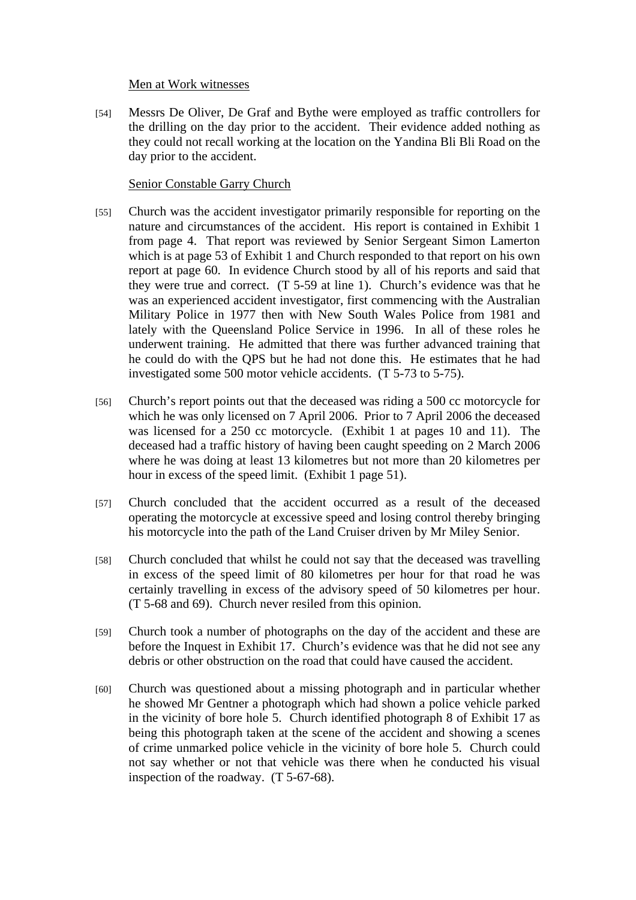Men at Work witnesses

[54] Messrs De Oliver, De Graf and Bythe were employed as traffic controllers for the drilling on the day prior to the accident. Their evidence added nothing as they could not recall working at the location on the Yandina Bli Bli Road on the day prior to the accident.

Senior Constable Garry Church

[55] Church was the accident investigator primarily responsible for reporting on the nature and circumstances of the accident. His report is contained in Exhibit 1 from page 4. That report was reviewed by Senior Sergeant Simon Lamerton which is at page 53 of Exhibit 1 and Church responded to that report on his own report at page 60. In evidence Church stood by all of his reports and said that they were true and correct. (T 5-59 at line 1). Church's evidence was that he was an experienced accident investigator, first commencing with the Australian Military Police in 1977 then with New South Wales Police from 1981 and lately with the Queensland Police Service in 1996. In all of these roles he underwent training. He admitted that there was further advanced training that he could do with the QPS but he had not done this. He estimates that he had investigated some 500 motor vehicle accidents. (T 5-73 to 5-75).

[56] Church's report points out that the deceased was riding a 500 cc motorcycle for which he was only licensed on 7 April 2006. Prior to 7 April 2006 the deceased was licensed for a 250 cc motorcycle. (Exhibit 1 at pages 10 and 11). The deceased had a traffic history of having been caught speeding on 2 March 2006 where he was doing at least 13 kilometres but not more than 20 kilometres per hour in excess of the speed limit. (Exhibit 1 page 51).

[57] Church concluded that the accident occurred as a result of the deceased operating the motorcycle at excessive speed and losing control thereby bringing his motorcycle into the path of the Land Cruiser driven by Mr Miley Senior.

[58] Church concluded that whilst he could not say that the deceased was travelling in excess of the speed limit of 80 kilometres per hour for that road he was certainly travelling in excess of the advisory speed of 50 kilometres per hour. (T 5-68 and 69). Church never resiled from this opinion.

[59] Church took a number of photographs on the day of the accident and these are before the Inquest in Exhibit 17. Church's evidence was that he did not see any debris or other obstruction on the road that could have caused the accident.

[60] Church was questioned about a missing photograph and in particular whether he showed Mr Gentner a photograph which had shown a police vehicle parked in the vicinity of bore hole 5. Church identified photograph 8 of Exhibit 17 as being this photograph taken at the scene of the accident and showing a scenes of crime unmarked police vehicle in the vicinity of bore hole 5. Church could not say whether or not that vehicle was there when he conducted his visual inspection of the roadway. (T 5-67-68).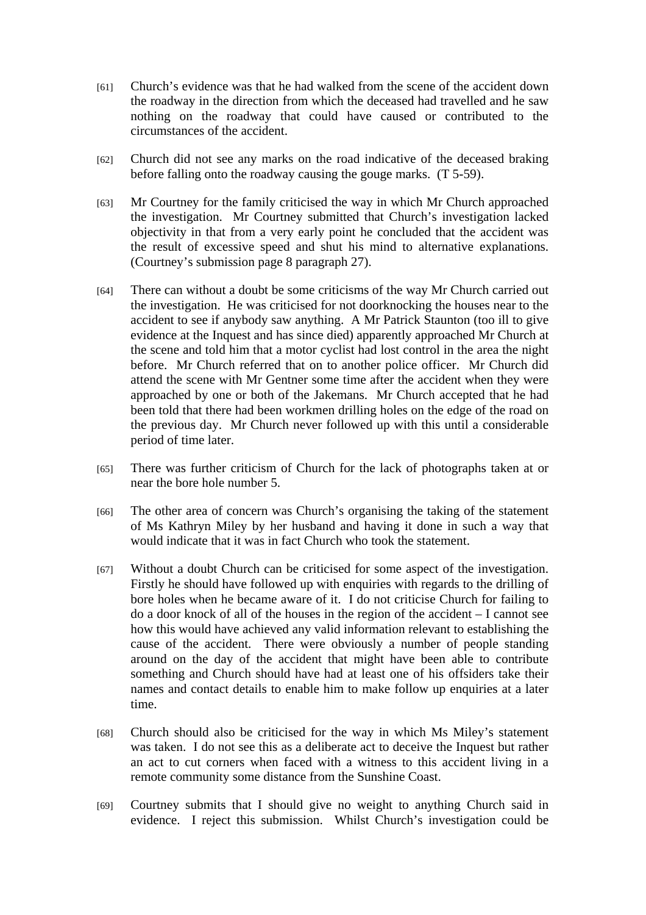[61] Church's evidence was that he had walked from the scene of the accident down the roadway in the direction from which the deceased had travelled and he saw nothing on the roadway that could have caused or contributed to the circumstances of the accident.

[62] Church did not see any marks on the road indicative of the deceased braking before falling onto the roadway causing the gouge marks. (T 5-59).

[63] Mr Courtney for the family criticised the way in which Mr Church approached the investigation. Mr Courtney submitted that Church's investigation lacked objectivity in that from a very early point he concluded that the accident was the result of excessive speed and shut his mind to alternative explanations. (Courtney's submission page 8 paragraph 27).

[64] There can without a doubt be some criticisms of the way Mr Church carried out the investigation. He was criticised for not doorknocking the houses near to the accident to see if anybody saw anything. A Mr Patrick Staunton (too ill to give evidence at the Inquest and has since died) apparently approached Mr Church at the scene and told him that a motor cyclist had lost control in the area the night before. Mr Church referred that on to another police officer. Mr Church did attend the scene with Mr Gentner some time after the accident when they were approached by one or both of the Jakemans. Mr Church accepted that he had been told that there had been workmen drilling holes on the edge of the road on the previous day. Mr Church never followed up with this until a considerable period of time later.

[65] There was further criticism of Church for the lack of photographs taken at or near the bore hole number 5.

[66] The other area of concern was Church's organising the taking of the statement of Ms Kathryn Miley by her husband and having it done in such a way that would indicate that it was in fact Church who took the statement.

[67] Without a doubt Church can be criticised for some aspect of the investigation. Firstly he should have followed up with enquiries with regards to the drilling of bore holes when he became aware of it. I do not criticise Church for failing to do a door knock of all of the houses in the region of the accident – I cannot see how this would have achieved any valid information relevant to establishing the cause of the accident. There were obviously a number of people standing around on the day of the accident that might have been able to contribute something and Church should have had at least one of his offsiders take their names and contact details to enable him to make follow up enquiries at a later time.

[68] Church should also be criticised for the way in which Ms Miley's statement was taken. I do not see this as a deliberate act to deceive the Inquest but rather an act to cut corners when faced with a witness to this accident living in a remote community some distance from the Sunshine Coast.

[69] Courtney submits that I should give no weight to anything Church said in evidence. I reject this submission. Whilst Church's investigation could be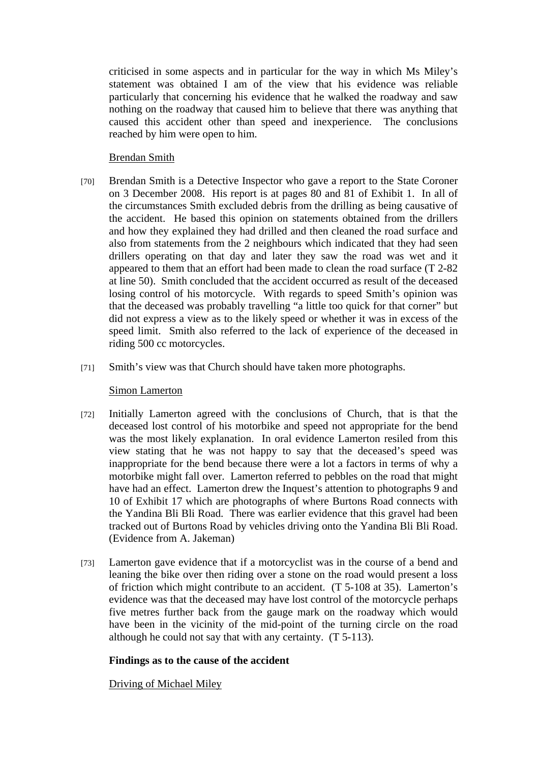criticised in some aspects and in particular for the way in which Ms Miley's statement was obtained I am of the view that his evidence was reliable particularly that concerning his evidence that he walked the roadway and saw nothing on the roadway that caused him to believe that there was anything that caused this accident other than speed and inexperience. The conclusions reached by him were open to him.

Brendan Smith

[70] Brendan Smith is a Detective Inspector who gave a report to the State Coroner on 3 December 2008. His report is at pages 80 and 81 of Exhibit 1. In all of the circumstances Smith excluded debris from the drilling as being causative of the accident. He based this opinion on statements obtained from the drillers and how they explained they had drilled and then cleaned the road surface and also from statements from the 2 neighbours which indicated that they had seen drillers operating on that day and later they saw the road was wet and it appeared to them that an effort had been made to clean the road surface (T 2-82 at line 50). Smith concluded that the accident occurred as result of the deceased losing control of his motorcycle. With regards to speed Smith's opinion was that the deceased was probably travelling "a little too quick for that corner" but did not express a view as to the likely speed or whether it was in excess of the speed limit. Smith also referred to the lack of experience of the deceased in riding 500 cc motorcycles.

[71] Smith's view was that Church should have taken more photographs.

Simon Lamerton

[72] Initially Lamerton agreed with the conclusions of Church, that is that the deceased lost control of his motorbike and speed not appropriate for the bend was the most likely explanation. In oral evidence Lamerton resiled from this view stating that he was not happy to say that the deceased's speed was inappropriate for the bend because there were a lot a factors in terms of why a motorbike might fall over. Lamerton referred to pebbles on the road that might have had an effect. Lamerton drew the Inquest's attention to photographs 9 and 10 of Exhibit 17 which are photographs of where Burtons Road connects with the Yandina Bli Bli Road. There was earlier evidence that this gravel had been tracked out of Burtons Road by vehicles driving onto the Yandina Bli Bli Road. (Evidence from A. Jakeman)

[73] Lamerton gave evidence that if a motorcyclist was in the course of a bend and leaning the bike over then riding over a stone on the road would present a loss of friction which might contribute to an accident. (T 5-108 at 35). Lamerton's evidence was that the deceased may have lost control of the motorcycle perhaps five metres further back from the gauge mark on the roadway which would have been in the vicinity of the mid-point of the turning circle on the road although he could not say that with any certainty. (T 5-113).

**Findings as to the cause of the accident**

Driving of Michael Miley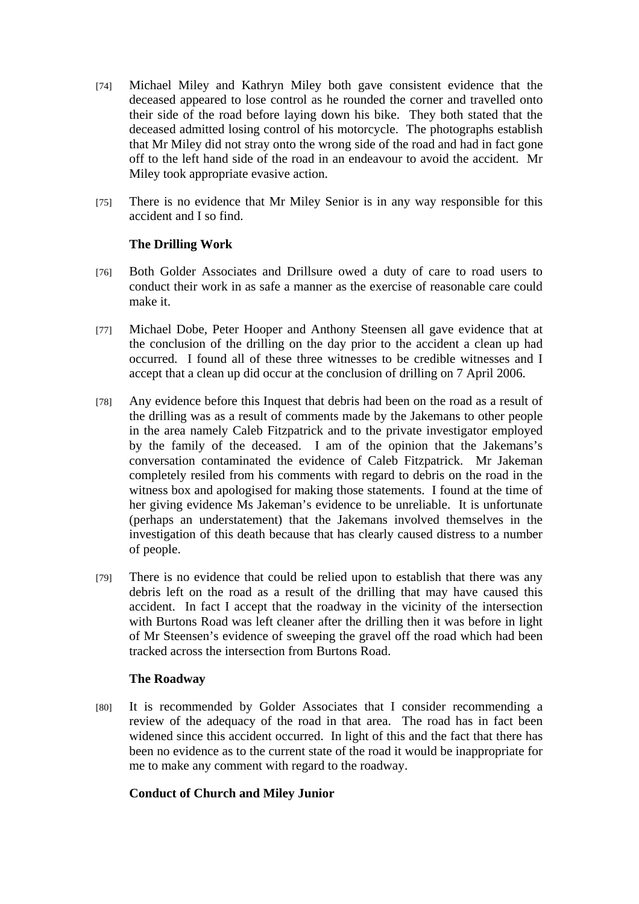[74] Michael Miley and Kathryn Miley both gave consistent evidence that the deceased appeared to lose control as he rounded the corner and travelled onto their side of the road before laying down his bike. They both stated that the deceased admitted losing control of his motorcycle. The photographs establish that Mr Miley did not stray onto the wrong side of the road and had in fact gone off to the left hand side of the road in an endeavour to avoid the accident. Mr Miley took appropriate evasive action.

[75] There is no evidence that Mr Miley Senior is in any way responsible for this accident and I so find.

**The Drilling Work**

[76] Both Golder Associates and Drillsure owed a duty of care to road users to conduct their work in as safe a manner as the exercise of reasonable care could make it.

[77] Michael Dobe, Peter Hooper and Anthony Steensen all gave evidence that at the conclusion of the drilling on the day prior to the accident a clean up had occurred. I found all of these three witnesses to be credible witnesses and I accept that a clean up did occur at the conclusion of drilling on 7 April 2006.

[78] Any evidence before this Inquest that debris had been on the road as a result of the drilling was as a result of comments made by the Jakemans to other people in the area namely Caleb Fitzpatrick and to the private investigator employed by the family of the deceased. I am of the opinion that the Jakemans's conversation contaminated the evidence of Caleb Fitzpatrick. Mr Jakeman completely resiled from his comments with regard to debris on the road in the witness box and apologised for making those statements. I found at the time of her giving evidence Ms Jakeman's evidence to be unreliable. It is unfortunate (perhaps an understatement) that the Jakemans involved themselves in the investigation of this death because that has clearly caused distress to a number of people.

[79] There is no evidence that could be relied upon to establish that there was any debris left on the road as a result of the drilling that may have caused this accident. In fact I accept that the roadway in the vicinity of the intersection with Burtons Road was left cleaner after the drilling then it was before in light of Mr Steensen's evidence of sweeping the gravel off the road which had been tracked across the intersection from Burtons Road.

**The Roadway**

[80] It is recommended by Golder Associates that I consider recommending a review of the adequacy of the road in that area. The road has in fact been widened since this accident occurred. In light of this and the fact that there has been no evidence as to the current state of the road it would be inappropriate for me to make any comment with regard to the roadway.

**Conduct of Church and Miley Junior**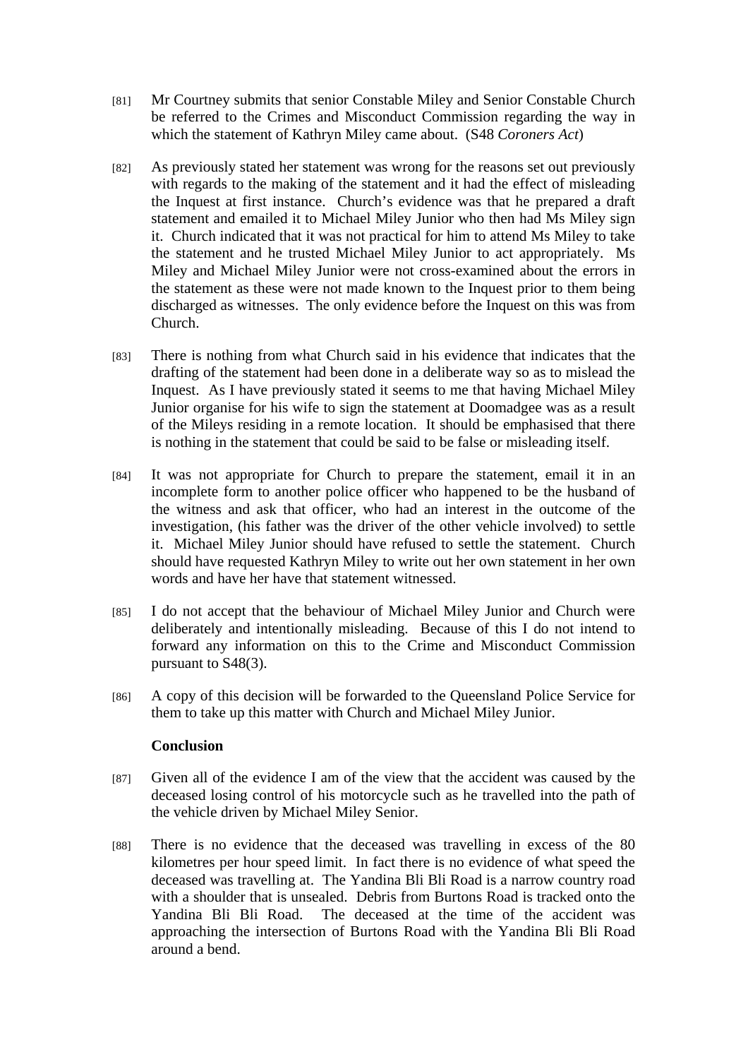[81] Mr Courtney submits that senior Constable Miley and Senior Constable Church be referred to the Crimes and Misconduct Commission regarding the way in which the statement of Kathryn Miley came about. (S48 *Coroners Act*)

[82] As previously stated her statement was wrong for the reasons set out previously with regards to the making of the statement and it had the effect of misleading the Inquest at first instance. Church's evidence was that he prepared a draft statement and emailed it to Michael Miley Junior who then had Ms Miley sign it. Church indicated that it was not practical for him to attend Ms Miley to take the statement and he trusted Michael Miley Junior to act appropriately. Ms Miley and Michael Miley Junior were not cross-examined about the errors in the statement as these were not made known to the Inquest prior to them being discharged as witnesses. The only evidence before the Inquest on this was from Church.

[83] There is nothing from what Church said in his evidence that indicates that the drafting of the statement had been done in a deliberate way so as to mislead the Inquest. As I have previously stated it seems to me that having Michael Miley Junior organise for his wife to sign the statement at Doomadgee was as a result of the Mileys residing in a remote location. It should be emphasised that there is nothing in the statement that could be said to be false or misleading itself.

[84] It was not appropriate for Church to prepare the statement, email it in an incomplete form to another police officer who happened to be the husband of the witness and ask that officer, who had an interest in the outcome of the investigation, (his father was the driver of the other vehicle involved) to settle it. Michael Miley Junior should have refused to settle the statement. Church should have requested Kathryn Miley to write out her own statement in her own words and have her have that statement witnessed.

[85] I do not accept that the behaviour of Michael Miley Junior and Church were deliberately and intentionally misleading. Because of this I do not intend to forward any information on this to the Crime and Misconduct Commission pursuant to S48(3).

[86] A copy of this decision will be forwarded to the Queensland Police Service for them to take up this matter with Church and Michael Miley Junior.

**Conclusion**

[87] Given all of the evidence I am of the view that the accident was caused by the deceased losing control of his motorcycle such as he travelled into the path of the vehicle driven by Michael Miley Senior.

[88] There is no evidence that the deceased was travelling in excess of the 80 kilometres per hour speed limit. In fact there is no evidence of what speed the deceased was travelling at. The Yandina Bli Bli Road is a narrow country road with a shoulder that is unsealed. Debris from Burtons Road is tracked onto the Yandina Bli Bli Road. The deceased at the time of the accident was approaching the intersection of Burtons Road with the Yandina Bli Bli Road around a bend.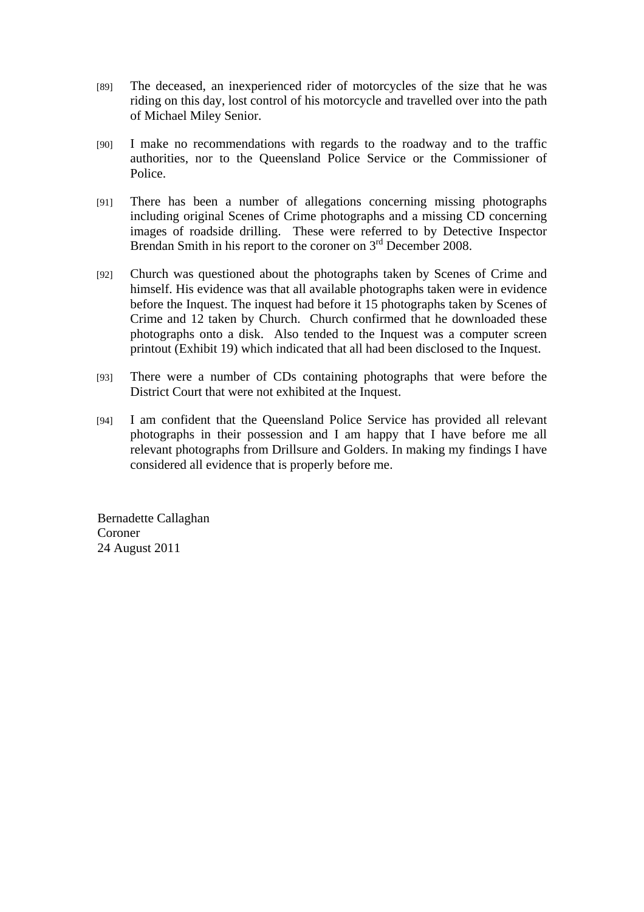[89] The deceased, an inexperienced rider of motorcycles of the size that he was riding on this day, lost control of his motorcycle and travelled over into the path of Michael Miley Senior.

[90] I make no recommendations with regards to the roadway and to the traffic authorities, nor to the Queensland Police Service or the Commissioner of Police.

[91] There has been a number of allegations concerning missing photographs including original Scenes of Crime photographs and a missing CD concerning images of roadside drilling. These were referred to by Detective Inspector Brendan Smith in his report to the coroner on 3rd December 2008.

[92] Church was questioned about the photographs taken by Scenes of Crime and himself. His evidence was that all available photographs taken were in evidence before the Inquest. The inquest had before it 15 photographs taken by Scenes of Crime and 12 taken by Church. Church confirmed that he downloaded these photographs onto a disk. Also tended to the Inquest was a computer screen printout (Exhibit 19) which indicated that all had been disclosed to the Inquest.

[93] There were a number of CDs containing photographs that were before the District Court that were not exhibited at the Inquest.

[94] I am confident that the Queensland Police Service has provided all relevant photographs in their possession and I am happy that I have before me all relevant photographs from Drillsure and Golders. In making my findings I have considered all evidence that is properly before me.

Bernadette Callaghan
Coroner
24 August 2011